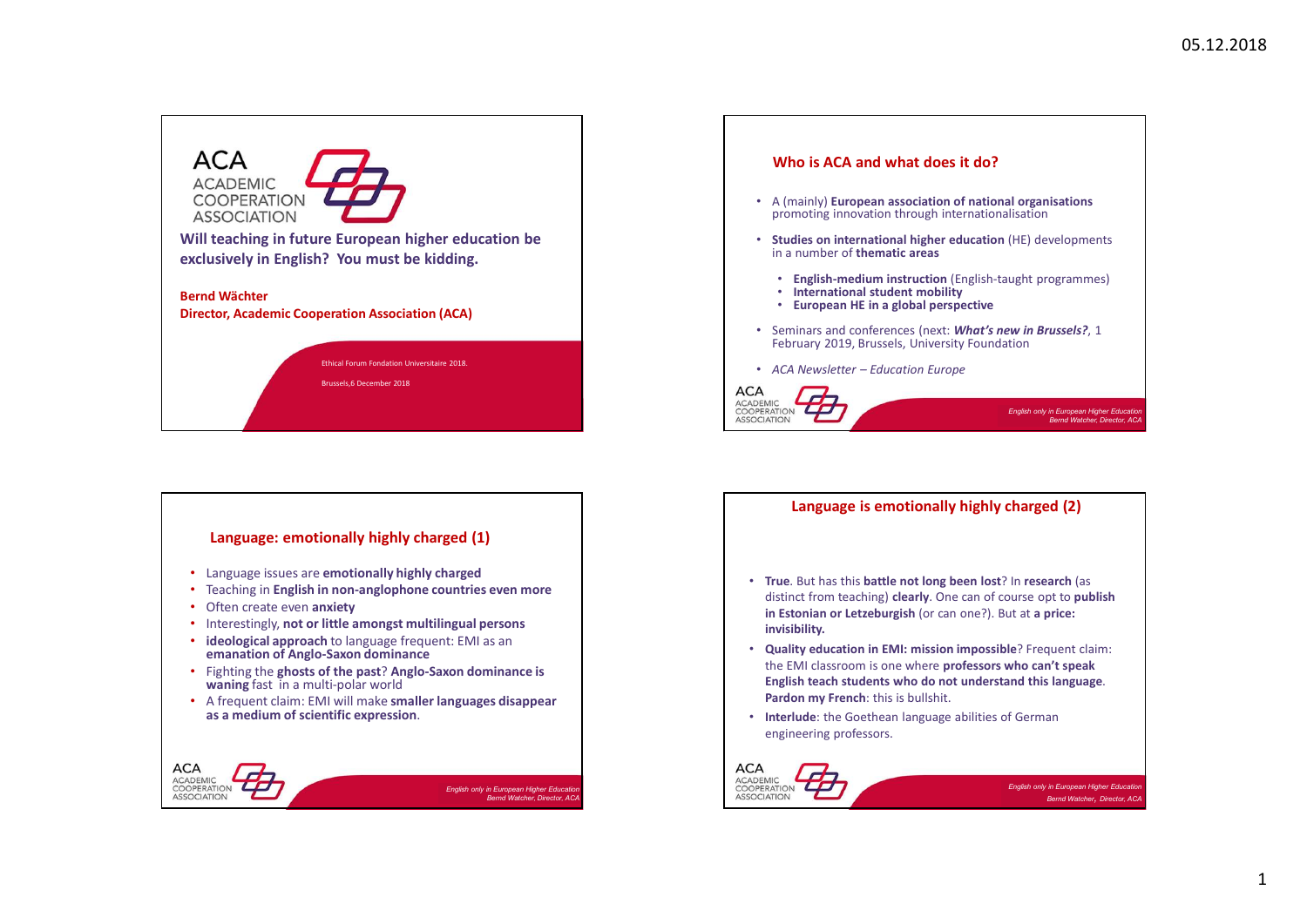## ACA – Academic Cooperation Association

**Will teaching in future European higher education be exclusively in English? You must be kidding.**

**Bernd Wächter**
**Director, Academic Cooperation Association (ACA)**

Ethical Forum Fondation Universitaire 2018.

Brussels,6 December 2018

## Who is ACA and what does it do?

- A (mainly) **European association of national organisations** promoting innovation through internationalisation
- **Studies on international higher education** (HE) developments in a number of **thematic areas**
  - **English-medium instruction** (English-taught programmes)
  - **International student mobility**
  - **European HE in a global perspective**
- Seminars and conferences (next: ***What's new in Brussels?***, 1 February 2019, Brussels, University Foundation
- *ACA Newsletter – Education Europe*

## Language: emotionally highly charged (1)

- Language issues are **emotionally highly charged**
- Teaching in **English in non-anglophone countries even more**
- Often create even **anxiety**
- Interestingly, **not or little amongst multilingual persons**
- **ideological approach** to language frequent: EMI as an **emanation of Anglo-Saxon dominance**
- Fighting the **ghosts of the past**? **Anglo-Saxon dominance is waning** fast in a multi-polar world
- A frequent claim: EMI will make **smaller languages disappear as a medium of scientific expression**.

## Language is emotionally highly charged (2)

- **True**. But has this **battle not long been lost**? In **research** (as distinct from teaching) **clearly**. One can of course opt to **publish in Estonian or Letzeburgish** (or can one?). But at **a price: invisibility.**
- **Quality education in EMI: mission impossible**? Frequent claim: the EMI classroom is one where **professors who can't speak English teach students who do not understand this language**. **Pardon my French**: this is bullshit.
- **Interlude**: the Goethean language abilities of German engineering professors.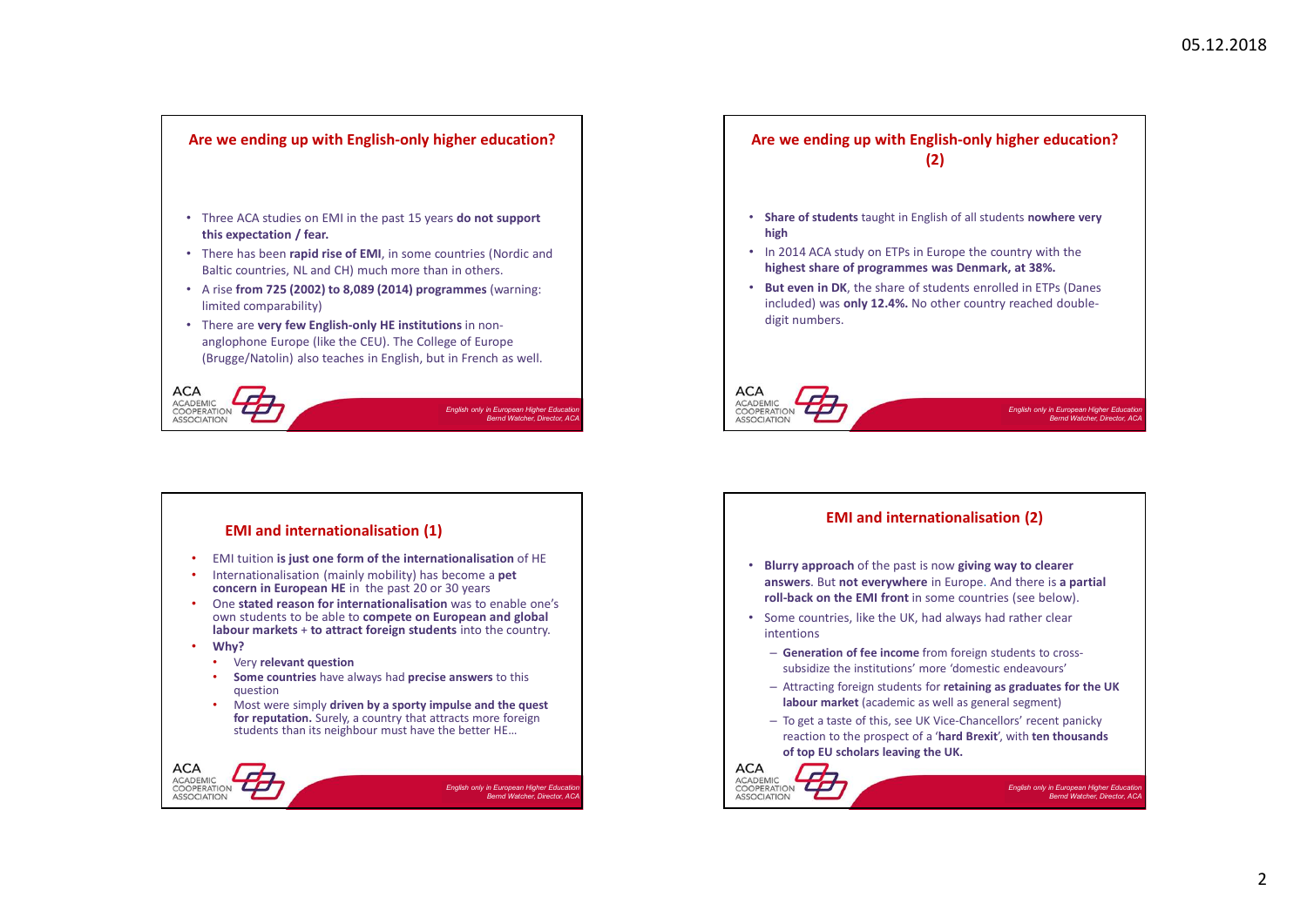## Are we ending up with English-only higher education?

- Three ACA studies on EMI in the past 15 years **do not support this expectation / fear.**
- There has been **rapid rise of EMI**, in some countries (Nordic and Baltic countries, NL and CH) much more than in others.
- A rise **from 725 (2002) to 8,089 (2014) programmes** (warning: limited comparability)
- There are **very few English-only HE institutions** in non-anglophone Europe (like the CEU). The College of Europe (Brugge/Natolin) also teaches in English, but in French as well.

## Are we ending up with English-only higher education? (2)

- **Share of students** taught in English of all students **nowhere very high**
- In 2014 ACA study on ETPs in Europe the country with the **highest share of programmes was Denmark, at 38%.**
- **But even in DK**, the share of students enrolled in ETPs (Danes included) was **only 12.4%.** No other country reached double-digit numbers.

## EMI and internationalisation (1)

- EMI tuition **is just one form of the internationalisation** of HE
- Internationalisation (mainly mobility) has become a **pet concern in European HE** in the past 20 or 30 years
- One **stated reason for internationalisation** was to enable one's own students to be able to **compete on European and global labour markets** + **to attract foreign students** into the country.
- **Why?**
  - Very **relevant question**
  - **Some countries** have always had **precise answers** to this question
  - Most were simply **driven by a sporty impulse and the quest for reputation.** Surely, a country that attracts more foreign students than its neighbour must have the better HE…

## EMI and internationalisation (2)

- **Blurry approach** of the past is now **giving way to clearer answers**. But **not everywhere** in Europe. And there is **a partial roll-back on the EMI front** in some countries (see below).
- Some countries, like the UK, had always had rather clear intentions
  - **Generation of fee income** from foreign students to cross-subsidize the institutions' more 'domestic endeavours'
  - Attracting foreign students for **retaining as graduates for the UK labour market** (academic as well as general segment)
  - To get a taste of this, see UK Vice-Chancellors' recent panicky reaction to the prospect of a '**hard Brexit**', with **ten thousands of top EU scholars leaving the UK.**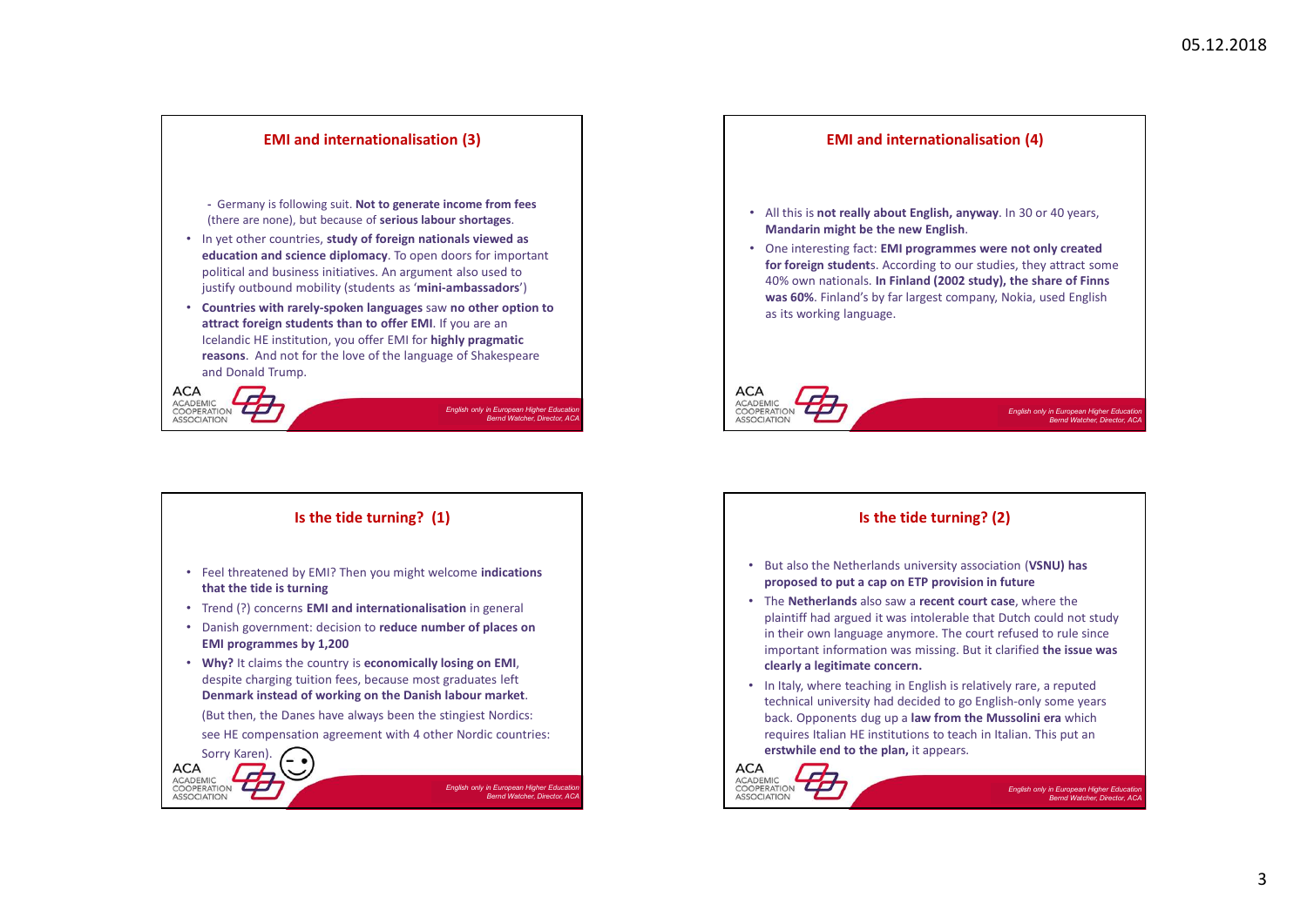## EMI and internationalisation (3)

- Germany is following suit. **Not to generate income from fees** (there are none), but because of **serious labour shortages**.

- In yet other countries, **study of foreign nationals viewed as education and science diplomacy**. To open doors for important political and business initiatives. An argument also used to justify outbound mobility (students as '**mini-ambassadors**')
- **Countries with rarely-spoken languages** saw **no other option to attract foreign students than to offer EMI**. If you are an Icelandic HE institution, you offer EMI for **highly pragmatic reasons**. And not for the love of the language of Shakespeare and Donald Trump.

## EMI and internationalisation (4)

- All this is **not really about English, anyway**. In 30 or 40 years, **Mandarin might be the new English**.
- One interesting fact: **EMI programmes were not only created for foreign student**s. According to our studies, they attract some 40% own nationals. **In Finland (2002 study), the share of Finns was 60%**. Finland's by far largest company, Nokia, used English as its working language.

## Is the tide turning? (1)

- Feel threatened by EMI? Then you might welcome **indications that the tide is turning**
- Trend (?) concerns **EMI and internationalisation** in general
- Danish government: decision to **reduce number of places on EMI programmes by 1,200**
- **Why?** It claims the country is **economically losing on EMI**, despite charging tuition fees, because most graduates left **Denmark instead of working on the Danish labour market**.

  (But then, the Danes have always been the stingiest Nordics: see HE compensation agreement with 4 other Nordic countries: Sorry Karen).

## Is the tide turning? (2)

- But also the Netherlands university association (**VSNU) has proposed to put a cap on ETP provision in future**
- The **Netherlands** also saw a **recent court case**, where the plaintiff had argued it was intolerable that Dutch could not study in their own language anymore. The court refused to rule since important information was missing. But it clarified **the issue was clearly a legitimate concern.**
- In Italy, where teaching in English is relatively rare, a reputed technical university had decided to go English-only some years back. Opponents dug up a **law from the Mussolini era** which requires Italian HE institutions to teach in Italian. This put an **erstwhile end to the plan,** it appears.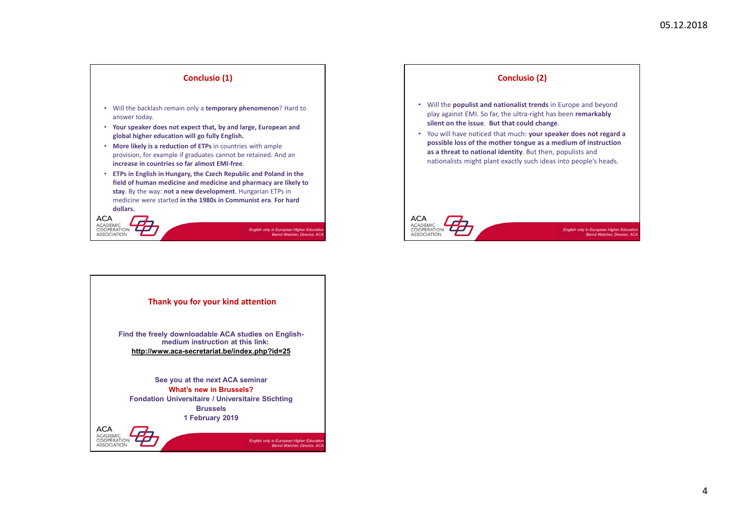## Conclusio (1)

- Will the backlash remain only a **temporary phenomenon**? Hard to answer today.
- **Your speaker does not expect that, by and large, European and global higher education will go fully English.**
- **More likely is a reduction of ETPs** in countries with ample provision, for example if graduates cannot be retained. And an **increase in countries so far almost EMI-free**.
- **ETPs in English in Hungary, the Czech Republic and Poland in the field of human medicine and medicine and pharmacy are likely to stay**. By the way: **not a new development**. Hungarian ETPs in medicine were started **in the 1980s in Communist era**. **For hard dollars.**

## Conclusio (2)

- Will the **populist and nationalist trends** in Europe and beyond play against EMI. So far, the ultra-right has been **remarkably silent on the issue**. **But that could change**.
- You will have noticed that much: **your speaker does not regard a possible loss of the mother tongue as a medium of instruction as a threat to national identity**. But then, populists and nationalists might plant exactly such ideas into people's heads.

## Thank you for your kind attention

**Find the freely downloadable ACA studies on English-medium instruction at this link:**
**http://www.aca-secretariat.be/index.php?id=25**

**See you at the next ACA seminar**
**What's new in Brussels?**
**Fondation Universitaire / Universitaire Stichting**
**Brussels**
**1 February 2019**